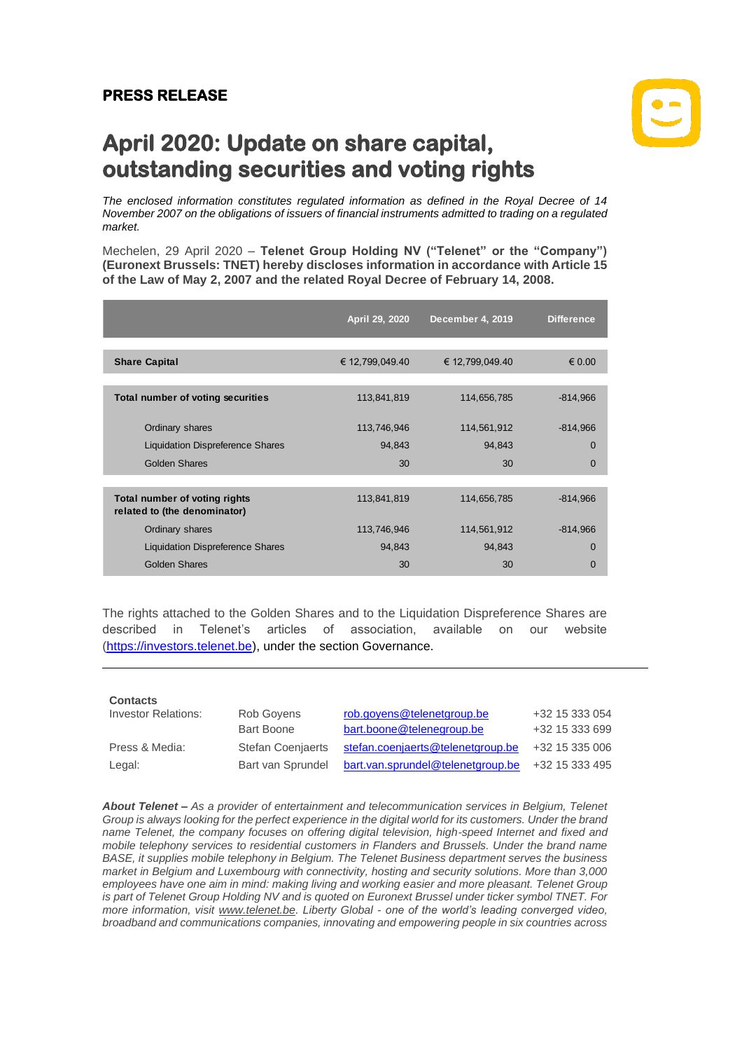**PRESS RELEASE**

# April 2020: Update on share capital, outstanding securities and voting rights

*The enclosed information constitutes regulated information as defined in the Royal Decree of 14 November 2007 on the obligations of issuers of financial instruments admitted to trading on a regulated market.*

Mechelen, 29 April 2020 – **Telenet Group Holding NV ("Telenet" or the "Company") (Euronext Brussels: TNET) hereby discloses information in accordance with Article 15 of the Law of May 2, 2007 and the related Royal Decree of February 14, 2008.**

| | April 29, 2020 | December 4, 2019 | Difference |
|---|---|---|---|
| **Share Capital** | € 12,799,049.40 | € 12,799,049.40 | € 0.00 |
| **Total number of voting securities** | 113,841,819 | 114,656,785 | -814,966 |
| Ordinary shares | 113,746,946 | 114,561,912 | -814,966 |
| Liquidation Dispreference Shares | 94,843 | 94,843 | 0 |
| Golden Shares | 30 | 30 | 0 |
| **Total number of voting rights related to (the denominator)** | 113,841,819 | 114,656,785 | -814,966 |
| Ordinary shares | 113,746,946 | 114,561,912 | -814,966 |
| Liquidation Dispreference Shares | 94,843 | 94,843 | 0 |
| Golden Shares | 30 | 30 | 0 |

The rights attached to the Golden Shares and to the Liquidation Dispreference Shares are described in Telenet's articles of association, available on our website (https://investors.telenet.be), under the section Governance.

---

**Contacts**

| | | | |
|---|---|---|---|
| Investor Relations: | Rob Goyens | rob.goyens@telenetgroup.be | +32 15 333 054 |
| | Bart Boone | bart.boone@telenegroup.be | +32 15 333 699 |
| Press & Media: | Stefan Coenjaerts | stefan.coenjaerts@telenetgroup.be | +32 15 335 006 |
| Legal: | Bart van Sprundel | bart.van.sprundel@telenetgroup.be | +32 15 333 495 |

***About Telenet –*** *As a provider of entertainment and telecommunication services in Belgium, Telenet Group is always looking for the perfect experience in the digital world for its customers. Under the brand name Telenet, the company focuses on offering digital television, high-speed Internet and fixed and mobile telephony services to residential customers in Flanders and Brussels. Under the brand name BASE, it supplies mobile telephony in Belgium. The Telenet Business department serves the business market in Belgium and Luxembourg with connectivity, hosting and security solutions. More than 3,000 employees have one aim in mind: making living and working easier and more pleasant. Telenet Group is part of Telenet Group Holding NV and is quoted on Euronext Brussel under ticker symbol TNET. For more information, visit www.telenet.be. Liberty Global - one of the world's leading converged video, broadband and communications companies, innovating and empowering people in six countries across*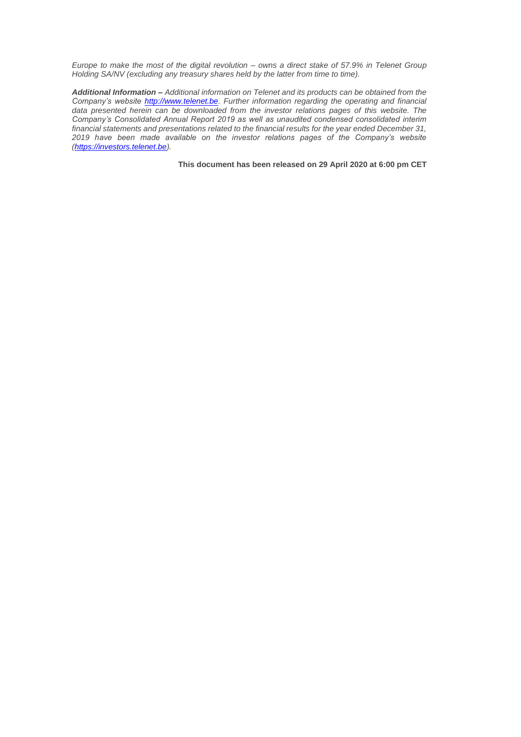*Europe to make the most of the digital revolution – owns a direct stake of 57.9% in Telenet Group Holding SA/NV (excluding any treasury shares held by the latter from time to time).*

***Additional Information –*** *Additional information on Telenet and its products can be obtained from the Company's website [http://www.telenet.be](http://www.telenet.be). Further information regarding the operating and financial data presented herein can be downloaded from the investor relations pages of this website. The Company's Consolidated Annual Report 2019 as well as unaudited condensed consolidated interim financial statements and presentations related to the financial results for the year ended December 31, 2019 have been made available on the investor relations pages of the Company's website ([https://investors.telenet.be](https://investors.telenet.be)).*

**This document has been released on 29 April 2020 at 6:00 pm CET**